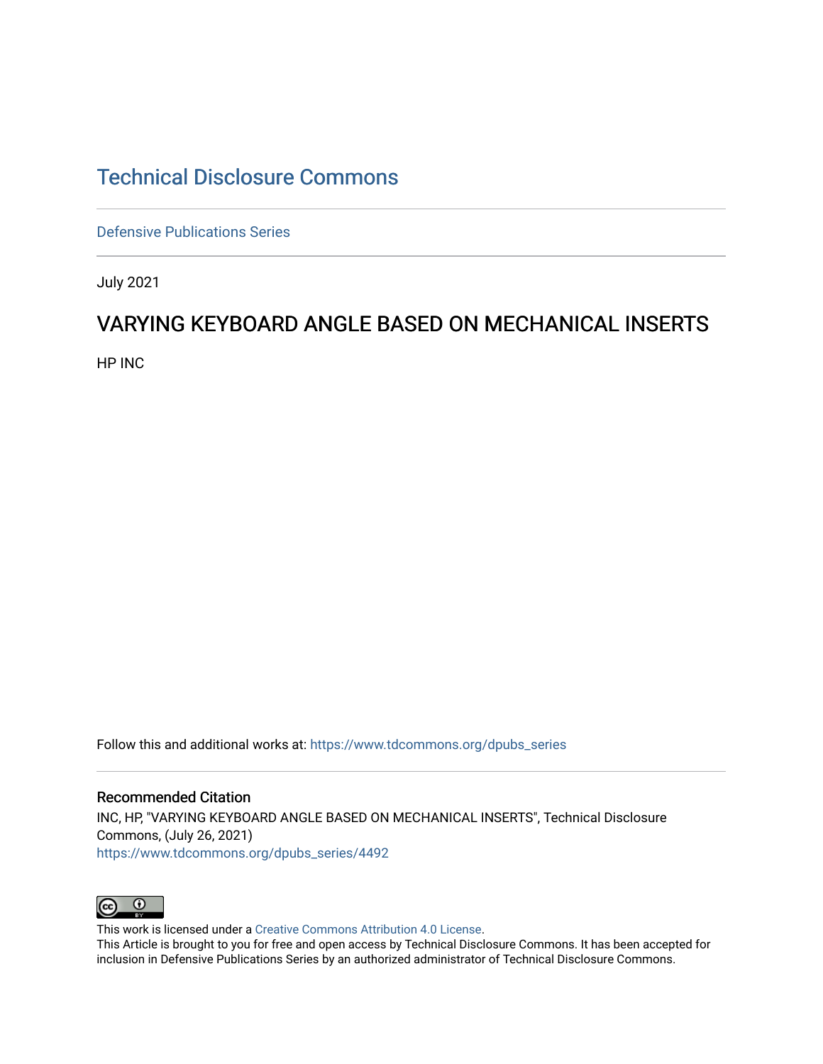# Technical Disclosure Commons

Defensive Publications Series

July 2021

## VARYING KEYBOARD ANGLE BASED ON MECHANICAL INSERTS

HP INC

Follow this and additional works at: https://www.tdcommons.org/dpubs_series

### Recommended Citation

INC, HP, "VARYING KEYBOARD ANGLE BASED ON MECHANICAL INSERTS", Technical Disclosure Commons, (July 26, 2021)
https://www.tdcommons.org/dpubs_series/4492

This work is licensed under a Creative Commons Attribution 4.0 License.
This Article is brought to you for free and open access by Technical Disclosure Commons. It has been accepted for inclusion in Defensive Publications Series by an authorized administrator of Technical Disclosure Commons.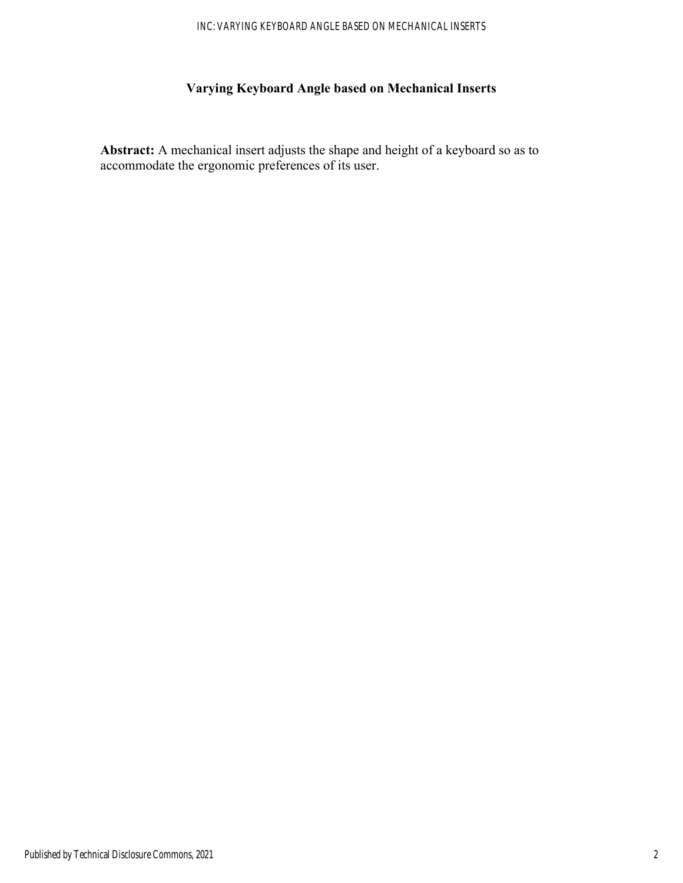# Varying Keyboard Angle based on Mechanical Inserts

**Abstract:** A mechanical insert adjusts the shape and height of a keyboard so as to accommodate the ergonomic preferences of its user.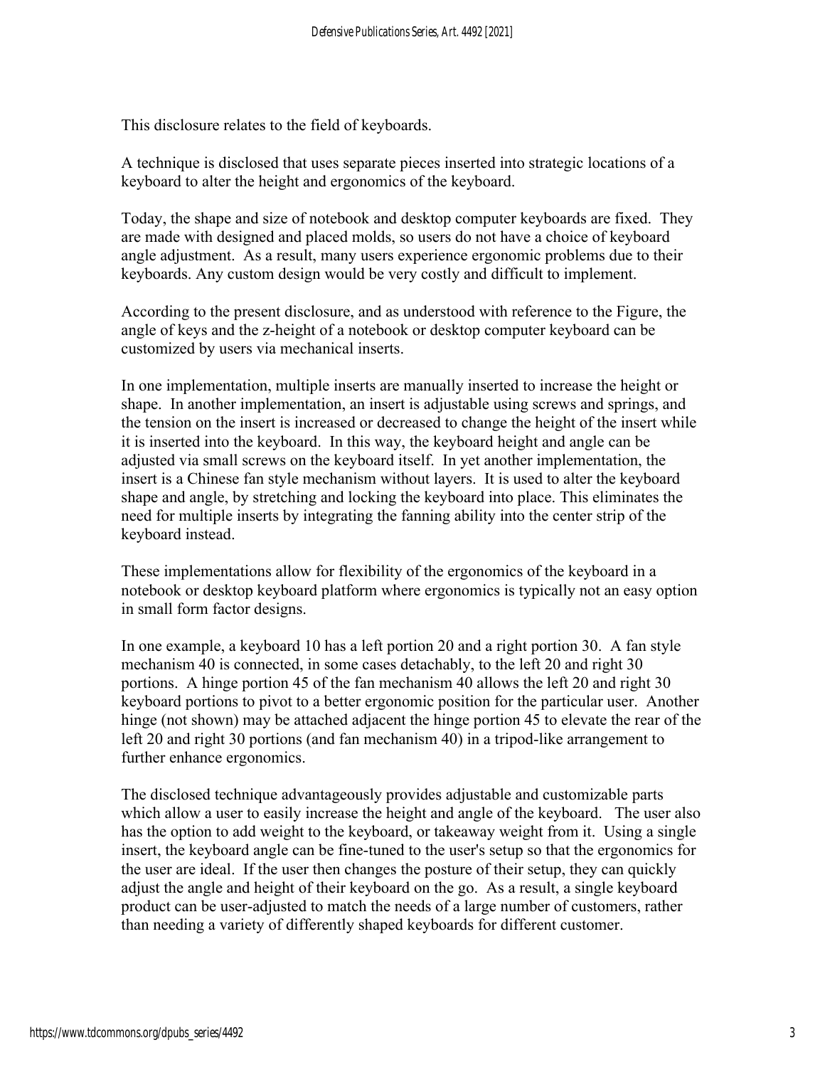This disclosure relates to the field of keyboards.

A technique is disclosed that uses separate pieces inserted into strategic locations of a keyboard to alter the height and ergonomics of the keyboard.

Today, the shape and size of notebook and desktop computer keyboards are fixed. They are made with designed and placed molds, so users do not have a choice of keyboard angle adjustment. As a result, many users experience ergonomic problems due to their keyboards. Any custom design would be very costly and difficult to implement.

According to the present disclosure, and as understood with reference to the Figure, the angle of keys and the z-height of a notebook or desktop computer keyboard can be customized by users via mechanical inserts.

In one implementation, multiple inserts are manually inserted to increase the height or shape. In another implementation, an insert is adjustable using screws and springs, and the tension on the insert is increased or decreased to change the height of the insert while it is inserted into the keyboard. In this way, the keyboard height and angle can be adjusted via small screws on the keyboard itself. In yet another implementation, the insert is a Chinese fan style mechanism without layers. It is used to alter the keyboard shape and angle, by stretching and locking the keyboard into place. This eliminates the need for multiple inserts by integrating the fanning ability into the center strip of the keyboard instead.

These implementations allow for flexibility of the ergonomics of the keyboard in a notebook or desktop keyboard platform where ergonomics is typically not an easy option in small form factor designs.

In one example, a keyboard 10 has a left portion 20 and a right portion 30. A fan style mechanism 40 is connected, in some cases detachably, to the left 20 and right 30 portions. A hinge portion 45 of the fan mechanism 40 allows the left 20 and right 30 keyboard portions to pivot to a better ergonomic position for the particular user. Another hinge (not shown) may be attached adjacent the hinge portion 45 to elevate the rear of the left 20 and right 30 portions (and fan mechanism 40) in a tripod-like arrangement to further enhance ergonomics.

The disclosed technique advantageously provides adjustable and customizable parts which allow a user to easily increase the height and angle of the keyboard. The user also has the option to add weight to the keyboard, or takeaway weight from it. Using a single insert, the keyboard angle can be fine-tuned to the user's setup so that the ergonomics for the user are ideal. If the user then changes the posture of their setup, they can quickly adjust the angle and height of their keyboard on the go. As a result, a single keyboard product can be user-adjusted to match the needs of a large number of customers, rather than needing a variety of differently shaped keyboards for different customer.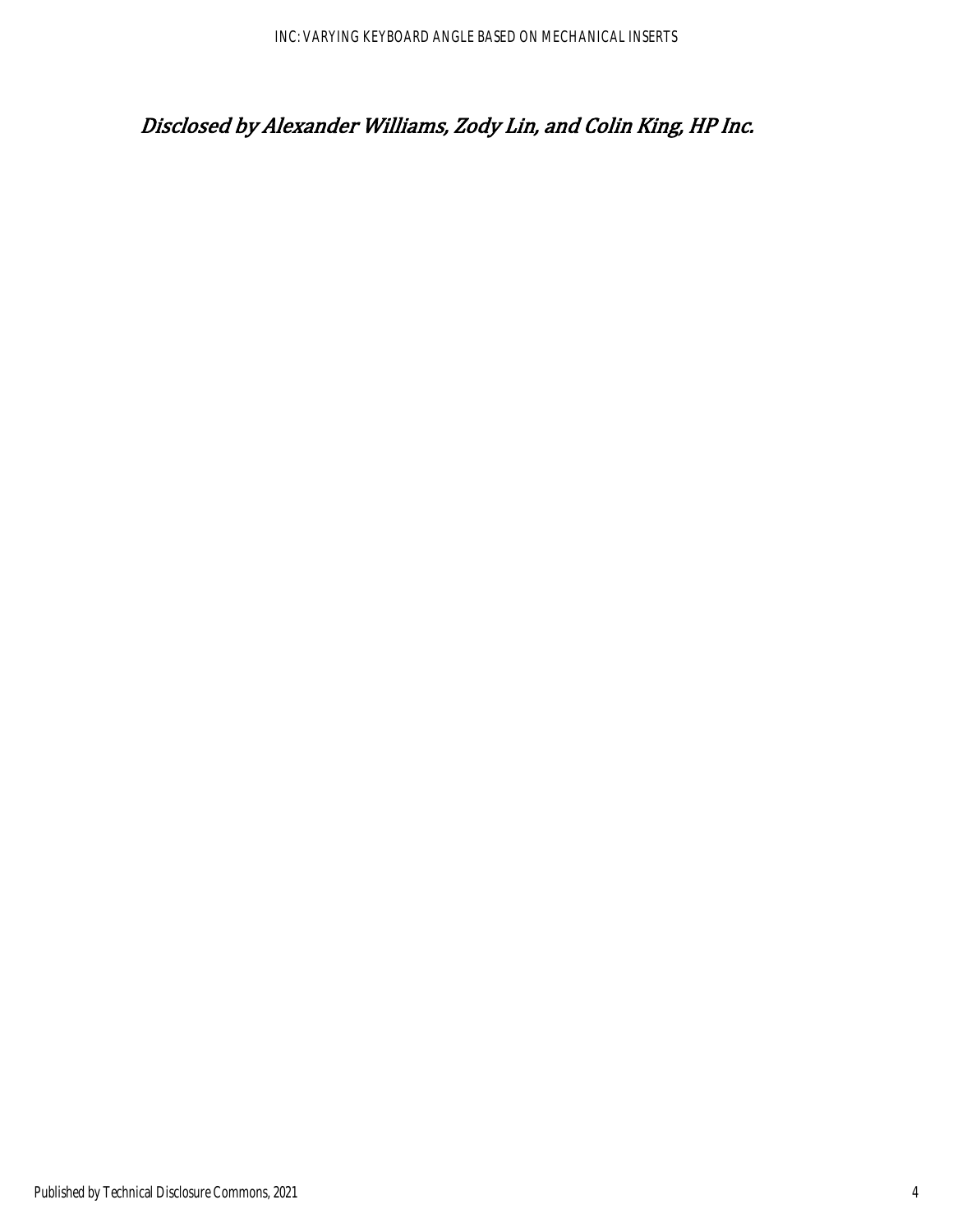*Disclosed by Alexander Williams, Zody Lin, and Colin King, HP Inc.*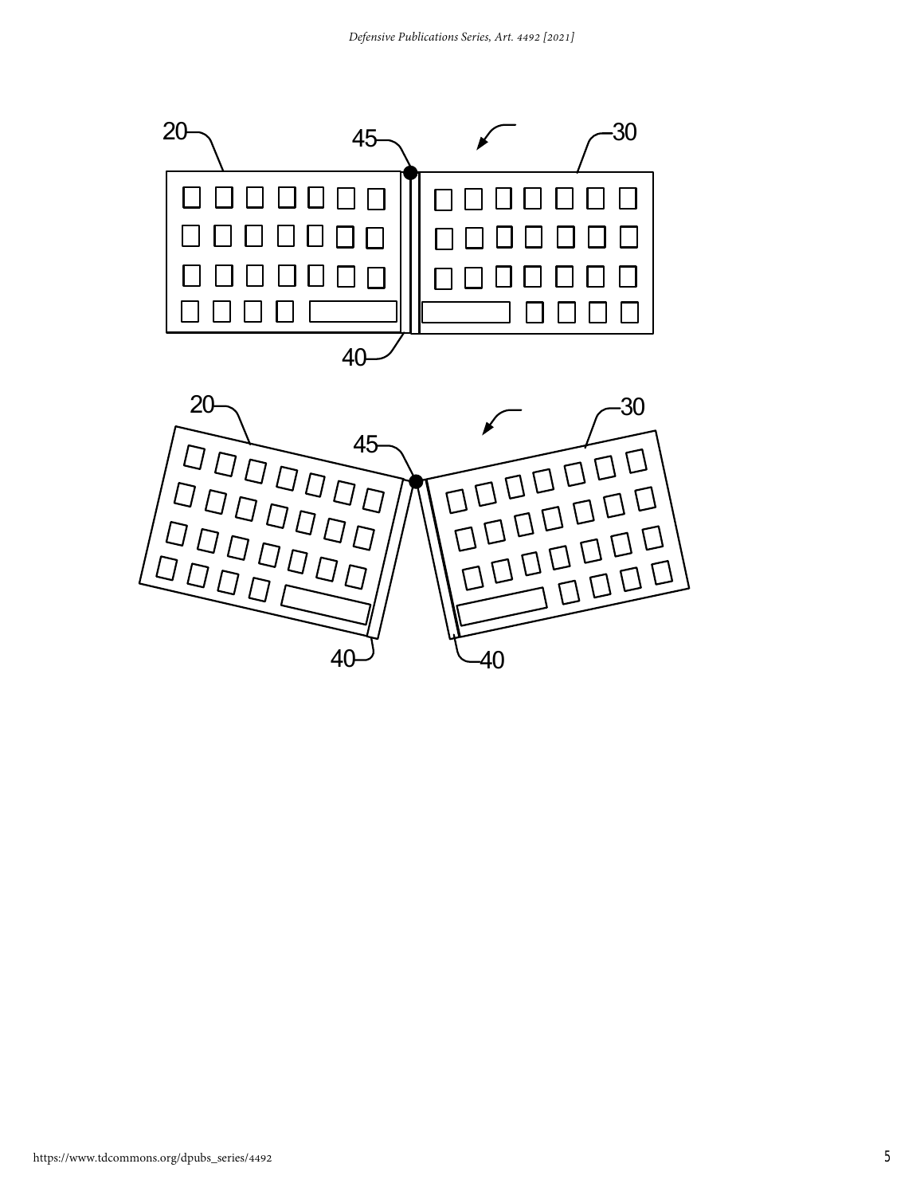20

45

30

40

20

45

30

40

40